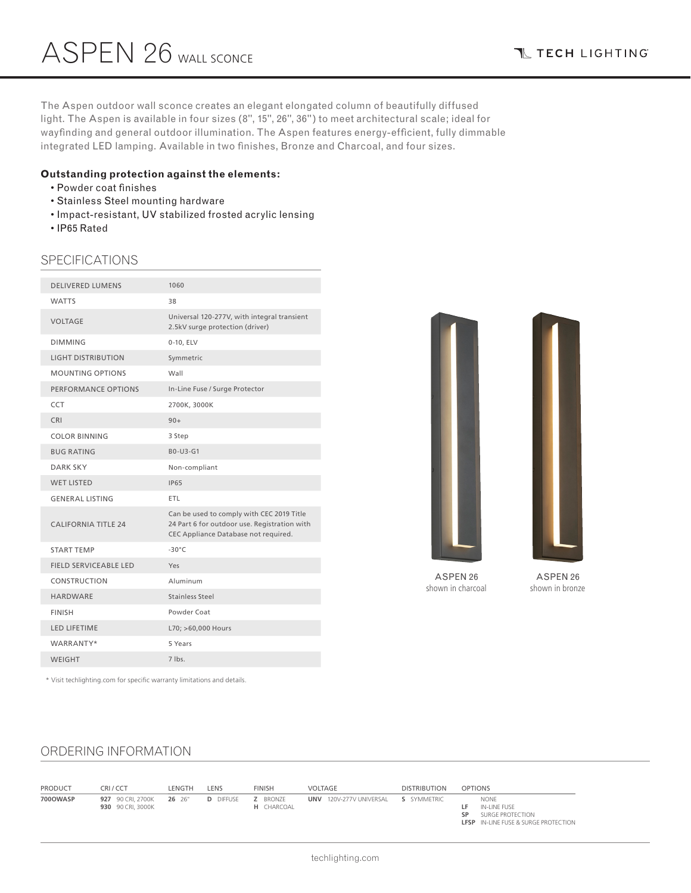# ASPEN 26 WALL SCONCE

TECH LIGHTING

The Aspen outdoor wall sconce creates an elegant elongated column of beautifully diffused light. The Aspen is available in four sizes (8'', 15'', 26'', 36'') to meet architectural scale; ideal for wayfinding and general outdoor illumination. The Aspen features energy-efficient, fully dimmable integrated LED lamping. Available in two finishes, Bronze and Charcoal, and four sizes.

**Outstanding protection against the elements:**

- Powder coat finishes
- Stainless Steel mounting hardware
- Impact-resistant, UV stabilized frosted acrylic lensing
- IP65 Rated

## SPECIFICATIONS

| | |
|---|---|
| DELIVERED LUMENS | 1060 |
| WATTS | 38 |
| VOLTAGE | Universal 120-277V, with integral transient 2.5kV surge protection (driver) |
| DIMMING | 0-10, ELV |
| LIGHT DISTRIBUTION | Symmetric |
| MOUNTING OPTIONS | Wall |
| PERFORMANCE OPTIONS | In-Line Fuse / Surge Protector |
| CCT | 2700K, 3000K |
| CRI | 90+ |
| COLOR BINNING | 3 Step |
| BUG RATING | B0-U3-G1 |
| DARK SKY | Non-compliant |
| WET LISTED | IP65 |
| GENERAL LISTING | ETL |
| CALIFORNIA TITLE 24 | Can be used to comply with CEC 2019 Title 24 Part 6 for outdoor use. Registration with CEC Appliance Database not required. |
| START TEMP | -30°C |
| FIELD SERVICEABLE LED | Yes |
| CONSTRUCTION | Aluminum |
| HARDWARE | Stainless Steel |
| FINISH | Powder Coat |
| LED LIFETIME | L70; >60,000 Hours |
| WARRANTY* | 5 Years |
| WEIGHT | 7 lbs. |

* Visit techlighting.com for specific warranty limitations and details.

ASPEN 26
shown in charcoal

ASPEN 26
shown in bronze

## ORDERING INFORMATION

| PRODUCT | CRI / CCT | LENGTH | LENS | FINISH | VOLTAGE | DISTRIBUTION | OPTIONS |
|---|---|---|---|---|---|---|---|
| **700OWASP** | **927** 90 CRI, 2700K<br>**930** 90 CRI, 3000K | **26** 26" | **D** DIFFUSE | **Z** BRONZE<br>**H** CHARCOAL | **UNV** 120V-277V UNIVERSAL | **S** SYMMETRIC | NONE<br>**LF** IN-LINE FUSE<br>**SP** SURGE PROTECTION<br>**LFSP** IN-LINE FUSE & SURGE PROTECTION |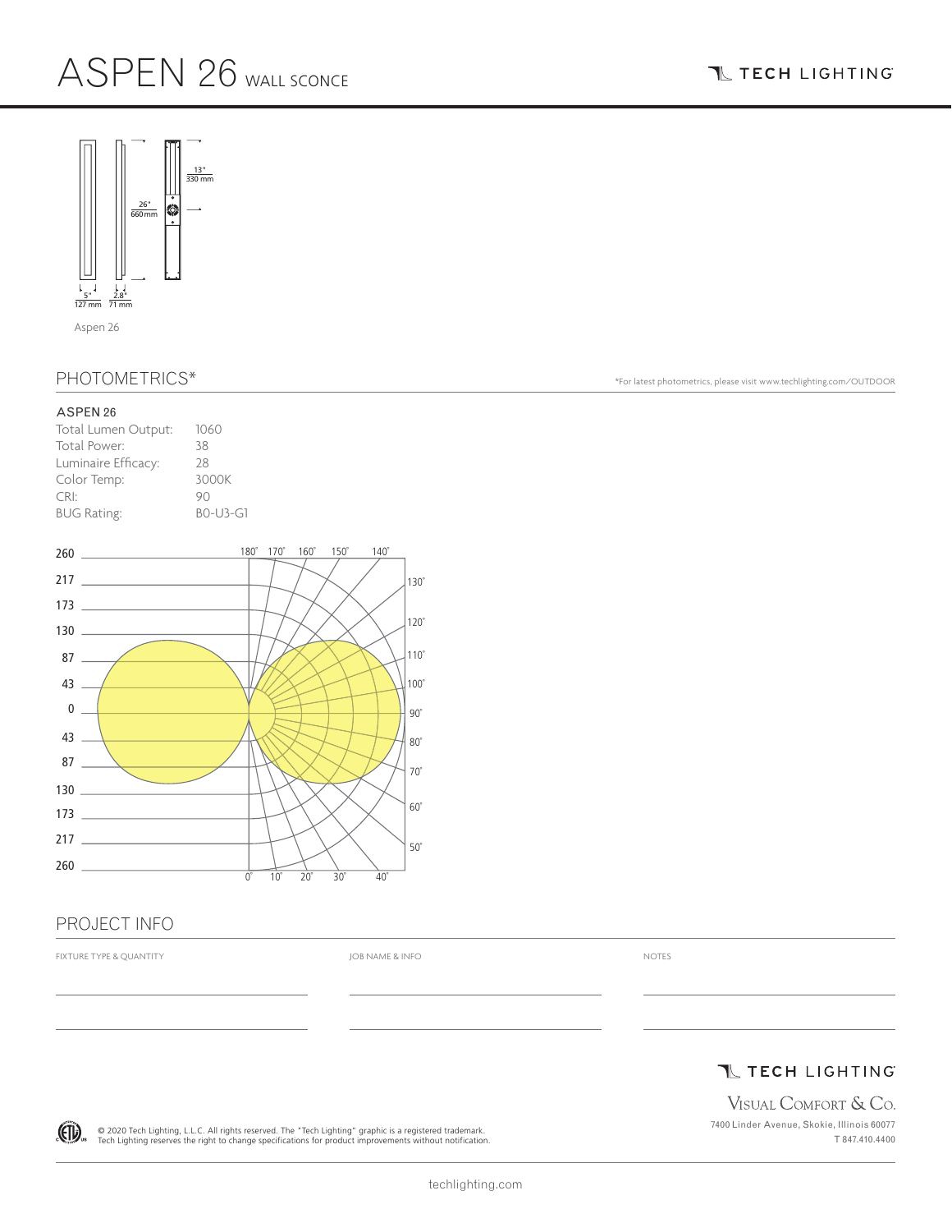# ASPEN 26 WALL SCONCE

TECH LIGHTING

13"
330 mm

26"
660 mm

5"
127 mm

2.8"
71 mm

Aspen 26

## PHOTOMETRICS*

*For latest photometrics, please visit www.techlighting.com/OUTDOOR

### ASPEN 26

| | |
|---|---|
| Total Lumen Output: | 1060 |
| Total Power: | 38 |
| Luminaire Efficacy: | 28 |
| Color Temp: | 3000K |
| CRI: | 90 |
| BUG Rating: | B0-U3-G1 |

260
217
173
130
87
43
0
43
87
130
173
217
260

180° 170° 160° 150° 140°
130°
120°
110°
100°
90°
80°
70°
60°
50°
0° 10° 20° 30° 40°

## PROJECT INFO

FIXTURE TYPE & QUANTITY

JOB NAME & INFO

NOTES

TECH LIGHTING

VISUAL COMFORT & CO.

7400 Linder Avenue, Skokie, Illinois 60077
T 847.410.4400

© 2020 Tech Lighting, L.L.C. All rights reserved. The "Tech Lighting" graphic is a registered trademark.
Tech Lighting reserves the right to change specifications for product improvements without notification.

techlighting.com